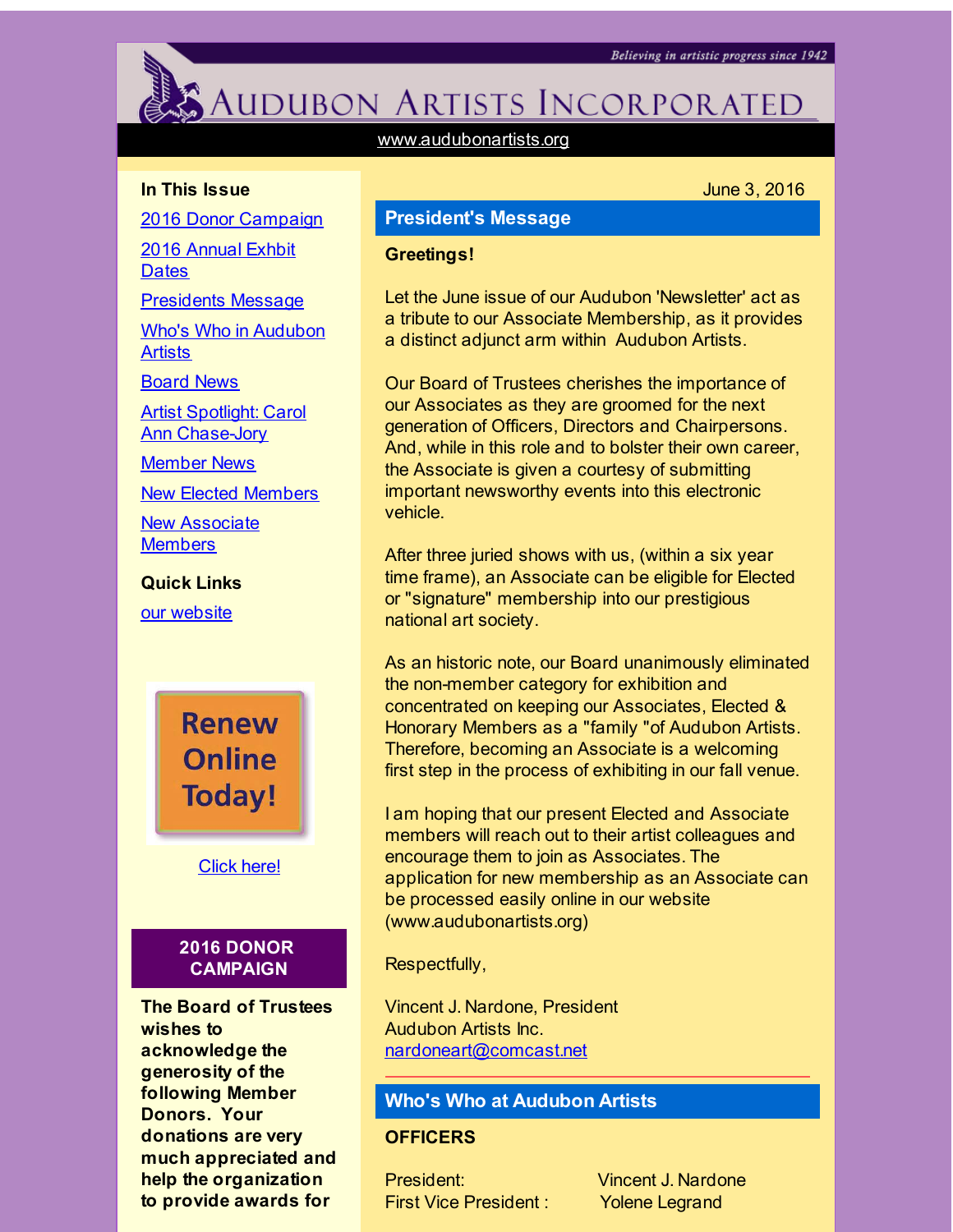*Believing in artistic progress since 1942*

# Audubon Artists Incorporated

www.audubonartists.org

**In This Issue**

- 2016 Donor Campaign
- 2016 Annual Exhbit Dates
- Presidents Message
- Who's Who in Audubon Artists
- Board News
- Artist Spotlight: Carol Ann Chase-Jory
- Member News
- New Elected Members
- New Associate Members

**Quick Links**

our website

Renew Online Today!

Click here!

## 2016 DONOR CAMPAIGN

**The Board of Trustees wishes to acknowledge the generosity of the following Member Donors. Your donations are very much appreciated and help the organization to provide awards for**

June 3, 2016

## President's Message

**Greetings!**

Let the June issue of our Audubon 'Newsletter' act as a tribute to our Associate Membership, as it provides a distinct adjunct arm within Audubon Artists.

Our Board of Trustees cherishes the importance of our Associates as they are groomed for the next generation of Officers, Directors and Chairpersons. And, while in this role and to bolster their own career, the Associate is given a courtesy of submitting important newsworthy events into this electronic vehicle.

After three juried shows with us, (within a six year time frame), an Associate can be eligible for Elected or "signature" membership into our prestigious national art society.

As an historic note, our Board unanimously eliminated the non-member category for exhibition and concentrated on keeping our Associates, Elected & Honorary Members as a "family "of Audubon Artists. Therefore, becoming an Associate is a welcoming first step in the process of exhibiting in our fall venue.

I am hoping that our present Elected and Associate members will reach out to their artist colleagues and encourage them to join as Associates. The application for new membership as an Associate can be processed easily online in our website (www.audubonartists.org)

Respectfully,

Vincent J. Nardone, President
Audubon Artists Inc.
nardoneart@comcast.net

## Who's Who at Audubon Artists

**OFFICERS**

| | |
|---|---|
| President: | Vincent J. Nardone |
| First Vice President : | Yolene Legrand |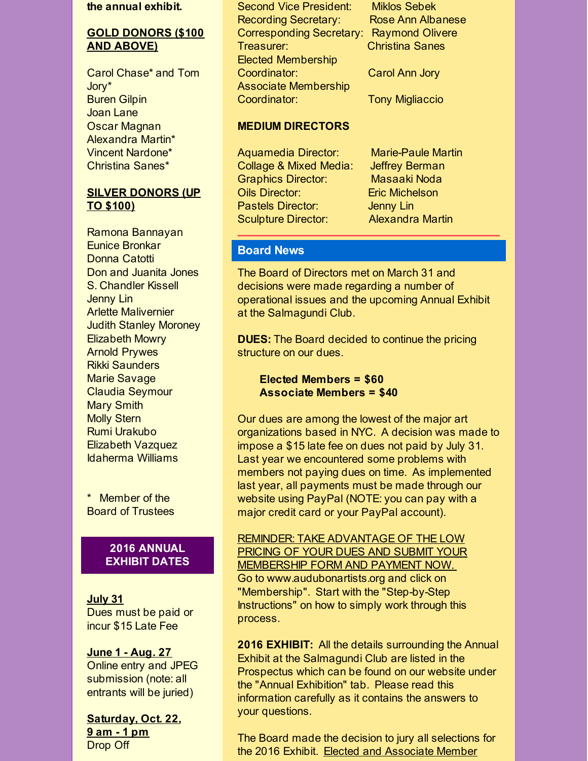**the annual exhibit.**

**GOLD DONORS ($100 AND ABOVE)**

Carol Chase* and Tom Jory*
Buren Gilpin
Joan Lane
Oscar Magnan
Alexandra Martin*
Vincent Nardone*
Christina Sanes*

**SILVER DONORS (UP TO $100)**

Ramona Bannayan
Eunice Bronkar
Donna Catotti
Don and Juanita Jones
S. Chandler Kissell
Jenny Lin
Arlette Malivernier
Judith Stanley Moroney
Elizabeth Mowry
Arnold Prywes
Rikki Saunders
Marie Savage
Claudia Seymour
Mary Smith
Molly Stern
Rumi Urakubo
Elizabeth Vazquez
Idaherma Williams

* Member of the Board of Trustees

## 2016 ANNUAL EXHIBIT DATES

**July 31**
Dues must be paid or incur $15 Late Fee

**June 1 - Aug. 27**
Online entry and JPEG submission (note: all entrants will be juried)

**Saturday, Oct. 22, 9 am - 1 pm**
Drop Off

Second Vice President: Miklos Sebek
Recording Secretary: Rose Ann Albanese
Corresponding Secretary: Raymond Olivere
Treasurer: Christina Sanes
Elected Membership Coordinator: Carol Ann Jory
Associate Membership Coordinator: Tony Migliaccio

**MEDIUM DIRECTORS**

Aquamedia Director: Marie-Paule Martin
Collage & Mixed Media: Jeffrey Berman
Graphics Director: Masaaki Noda
Oils Director: Eric Michelson
Pastels Director: Jenny Lin
Sculpture Director: Alexandra Martin

## Board News

The Board of Directors met on March 31 and decisions were made regarding a number of operational issues and the upcoming Annual Exhibit at the Salmagundi Club.

**DUES:** The Board decided to continue the pricing structure on our dues.

**Elected Members = $60**
**Associate Members = $40**

Our dues are among the lowest of the major art organizations based in NYC. A decision was made to impose a $15 late fee on dues not paid by July 31. Last year we encountered some problems with members not paying dues on time. As implemented last year, all payments must be made through our website using PayPal (NOTE: you can pay with a major credit card or your PayPal account).

REMINDER: TAKE ADVANTAGE OF THE LOW PRICING OF YOUR DUES AND SUBMIT YOUR MEMBERSHIP FORM AND PAYMENT NOW. Go to www.audubonartists.org and click on "Membership". Start with the "Step-by-Step Instructions" on how to simply work through this process.

**2016 EXHIBIT:** All the details surrounding the Annual Exhibit at the Salmagundi Club are listed in the Prospectus which can be found on our website under the "Annual Exhibition" tab. Please read this information carefully as it contains the answers to your questions.

The Board made the decision to jury all selections for the 2016 Exhibit. Elected and Associate Member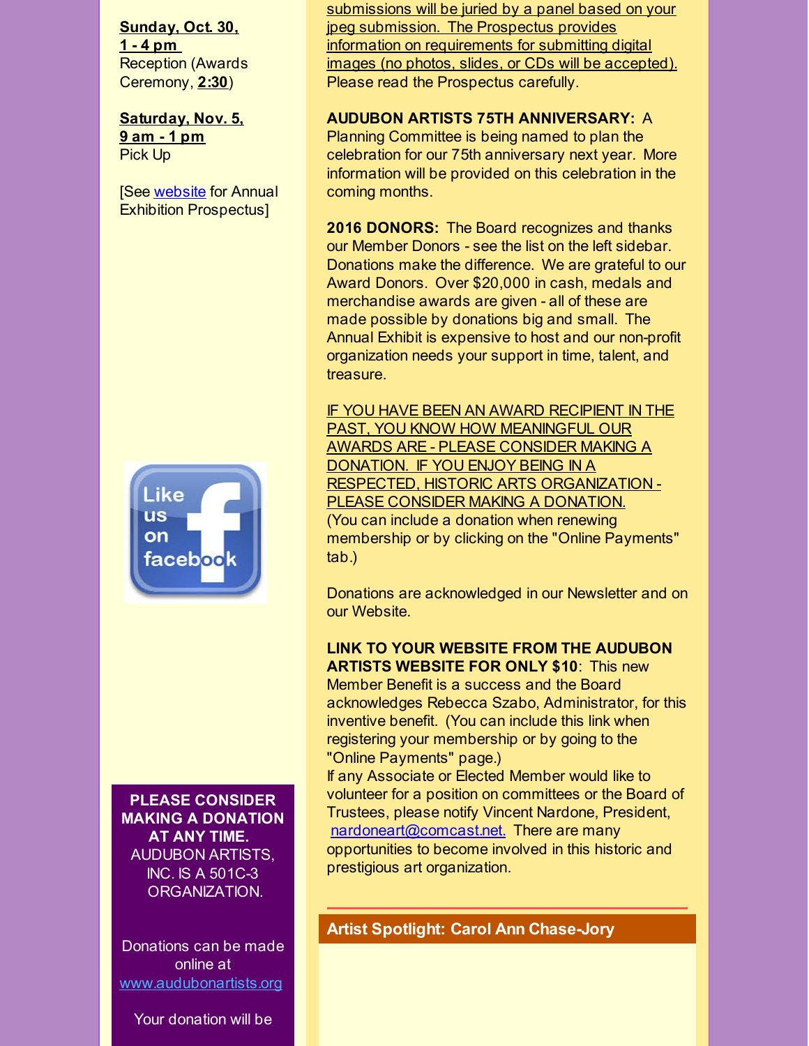**Sunday, Oct. 30, 1 - 4 pm**
Reception (Awards Ceremony, **2:30**)

**Saturday, Nov. 5, 9 am - 1 pm**
Pick Up

[See website for Annual Exhibition Prospectus]

**PLEASE CONSIDER MAKING A DONATION AT ANY TIME.**
AUDUBON ARTISTS, INC. IS A 501C-3 ORGANIZATION.

Donations can be made online at www.audubonartists.org

Your donation will be

submissions will be juried by a panel based on your jpeg submission. The Prospectus provides information on requirements for submitting digital images (no photos, slides, or CDs will be accepted). Please read the Prospectus carefully.

**AUDUBON ARTISTS 75TH ANNIVERSARY:** A Planning Committee is being named to plan the celebration for our 75th anniversary next year. More information will be provided on this celebration in the coming months.

**2016 DONORS:** The Board recognizes and thanks our Member Donors - see the list on the left sidebar. Donations make the difference. We are grateful to our Award Donors. Over $20,000 in cash, medals and merchandise awards are given - all of these are made possible by donations big and small. The Annual Exhibit is expensive to host and our non-profit organization needs your support in time, talent, and treasure.

IF YOU HAVE BEEN AN AWARD RECIPIENT IN THE PAST, YOU KNOW HOW MEANINGFUL OUR AWARDS ARE - PLEASE CONSIDER MAKING A DONATION. IF YOU ENJOY BEING IN A RESPECTED, HISTORIC ARTS ORGANIZATION - PLEASE CONSIDER MAKING A DONATION.
(You can include a donation when renewing membership or by clicking on the "Online Payments" tab.)

Donations are acknowledged in our Newsletter and on our Website.

**LINK TO YOUR WEBSITE FROM THE AUDUBON ARTISTS WEBSITE FOR ONLY $10**: This new Member Benefit is a success and the Board acknowledges Rebecca Szabo, Administrator, for this inventive benefit. (You can include this link when registering your membership or by going to the "Online Payments" page.)
If any Associate or Elected Member would like to volunteer for a position on committees or the Board of Trustees, please notify Vincent Nardone, President, nardoneart@comcast.net. There are many opportunities to become involved in this historic and prestigious art organization.

## Artist Spotlight: Carol Ann Chase-Jory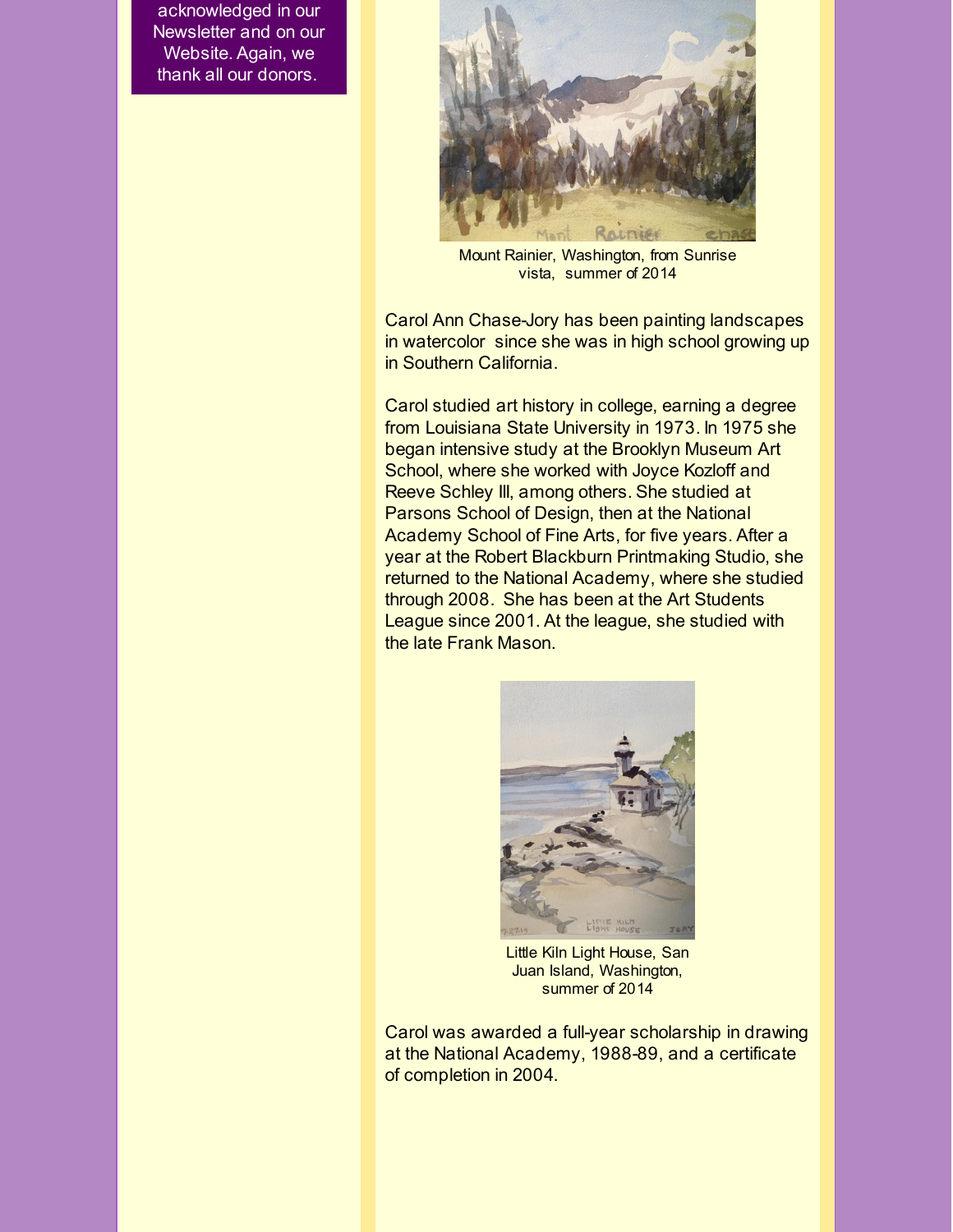acknowledged in our Newsletter and on our Website. Again, we thank all our donors.

Mount Rainier, Washington, from Sunrise vista, summer of 2014

Carol Ann Chase-Jory has been painting landscapes in watercolor since she was in high school growing up in Southern California.

Carol studied art history in college, earning a degree from Louisiana State University in 1973. In 1975 she began intensive study at the Brooklyn Museum Art School, where she worked with Joyce Kozloff and Reeve Schley III, among others. She studied at Parsons School of Design, then at the National Academy School of Fine Arts, for five years. After a year at the Robert Blackburn Printmaking Studio, she returned to the National Academy, where she studied through 2008. She has been at the Art Students League since 2001. At the league, she studied with the late Frank Mason.

Little Kiln Light House, San Juan Island, Washington, summer of 2014

Carol was awarded a full-year scholarship in drawing at the National Academy, 1988-89, and a certificate of completion in 2004.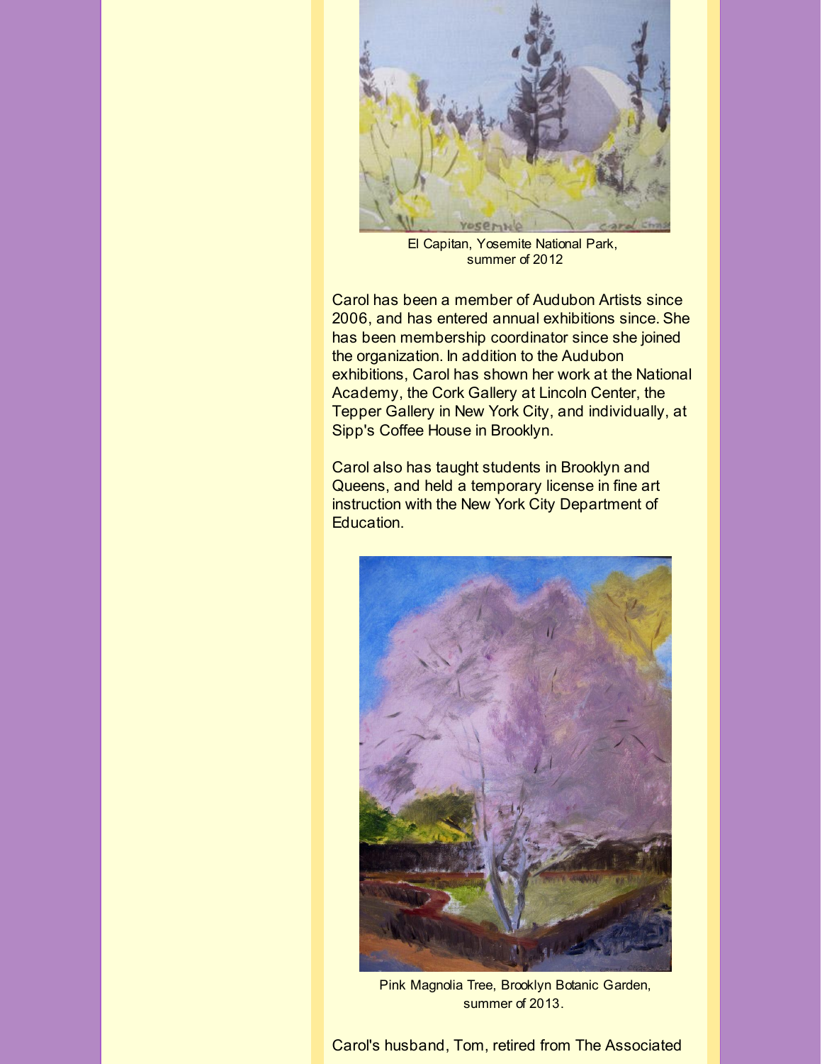El Capitan, Yosemite National Park, summer of 2012

Carol has been a member of Audubon Artists since 2006, and has entered annual exhibitions since. She has been membership coordinator since she joined the organization. In addition to the Audubon exhibitions, Carol has shown her work at the National Academy, the Cork Gallery at Lincoln Center, the Tepper Gallery in New York City, and individually, at Sipp's Coffee House in Brooklyn.

Carol also has taught students in Brooklyn and Queens, and held a temporary license in fine art instruction with the New York City Department of Education.

Pink Magnolia Tree, Brooklyn Botanic Garden, summer of 2013.

Carol's husband, Tom, retired from The Associated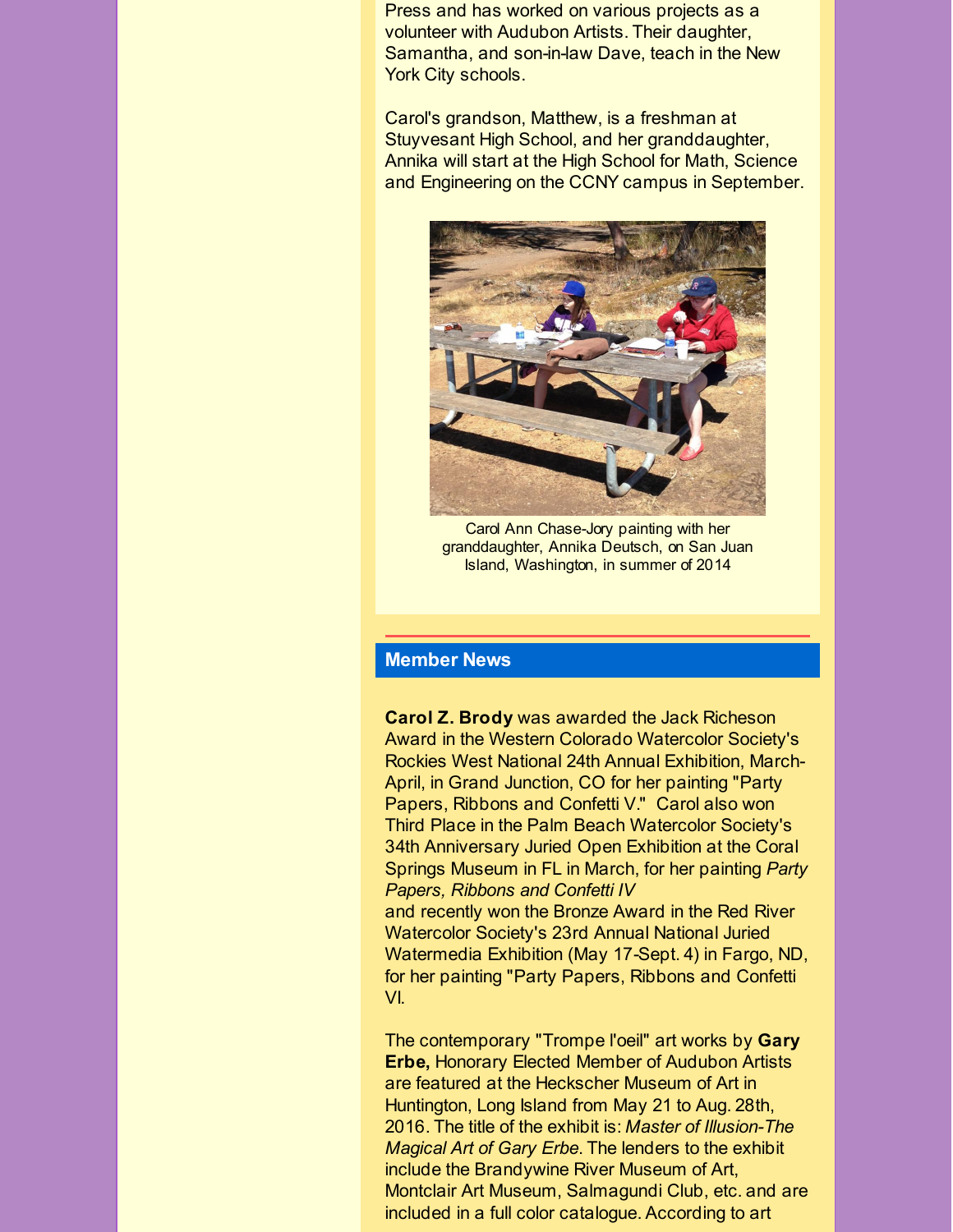Press and has worked on various projects as a volunteer with Audubon Artists. Their daughter, Samantha, and son-in-law Dave, teach in the New York City schools.

Carol's grandson, Matthew, is a freshman at Stuyvesant High School, and her granddaughter, Annika will start at the High School for Math, Science and Engineering on the CCNY campus in September.

Carol Ann Chase-Jory painting with her granddaughter, Annika Deutsch, on San Juan Island, Washington, in summer of 2014

## Member News

**Carol Z. Brody** was awarded the Jack Richeson Award in the Western Colorado Watercolor Society's Rockies West National 24th Annual Exhibition, March-April, in Grand Junction, CO for her painting "Party Papers, Ribbons and Confetti V." Carol also won Third Place in the Palm Beach Watercolor Society's 34th Anniversary Juried Open Exhibition at the Coral Springs Museum in FL in March, for her painting *Party Papers, Ribbons and Confetti IV*
and recently won the Bronze Award in the Red River Watercolor Society's 23rd Annual National Juried Watermedia Exhibition (May 17-Sept. 4) in Fargo, ND, for her painting "Party Papers, Ribbons and Confetti VI.

The contemporary "Trompe l'oeil" art works by **Gary Erbe,** Honorary Elected Member of Audubon Artists are featured at the Heckscher Museum of Art in Huntington, Long Island from May 21 to Aug. 28th, 2016. The title of the exhibit is: *Master of Illusion-The Magical Art of Gary Erbe*. The lenders to the exhibit include the Brandywine River Museum of Art, Montclair Art Museum, Salmagundi Club, etc. and are included in a full color catalogue. According to art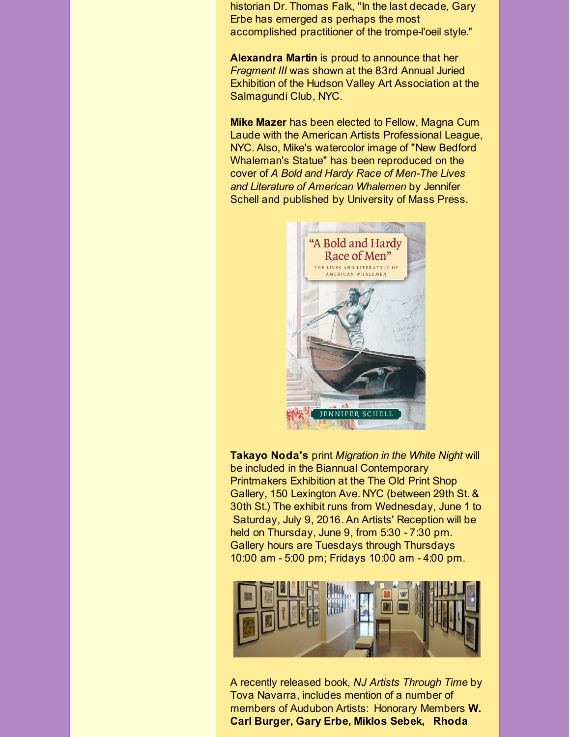historian Dr. Thomas Falk, "In the last decade, Gary Erbe has emerged as perhaps the most accomplished practitioner of the trompe-l'oeil style."

**Alexandra Martin** is proud to announce that her *Fragment III* was shown at the 83rd Annual Juried Exhibition of the Hudson Valley Art Association at the Salmagundi Club, NYC.

**Mike Mazer** has been elected to Fellow, Magna Cum Laude with the American Artists Professional League, NYC. Also, Mike's watercolor image of "New Bedford Whaleman's Statue" has been reproduced on the cover of *A Bold and Hardy Race of Men-The Lives and Literature of American Whalemen* by Jennifer Schell and published by University of Mass Press.

**Takayo Noda's** print *Migration in the White Night* will be included in the Biannual Contemporary Printmakers Exhibition at the The Old Print Shop Gallery, 150 Lexington Ave. NYC (between 29th St. & 30th St.) The exhibit runs from Wednesday, June 1 to Saturday, July 9, 2016. An Artists' Reception will be held on Thursday, June 9, from 5:30 - 7:30 pm. Gallery hours are Tuesdays through Thursdays 10:00 am - 5:00 pm; Fridays 10:00 am - 4:00 pm.

A recently released book, *NJ Artists Through Time* by Tova Navarra, includes mention of a number of members of Audubon Artists: Honorary Members **W. Carl Burger, Gary Erbe, Miklos Sebek, Rhoda**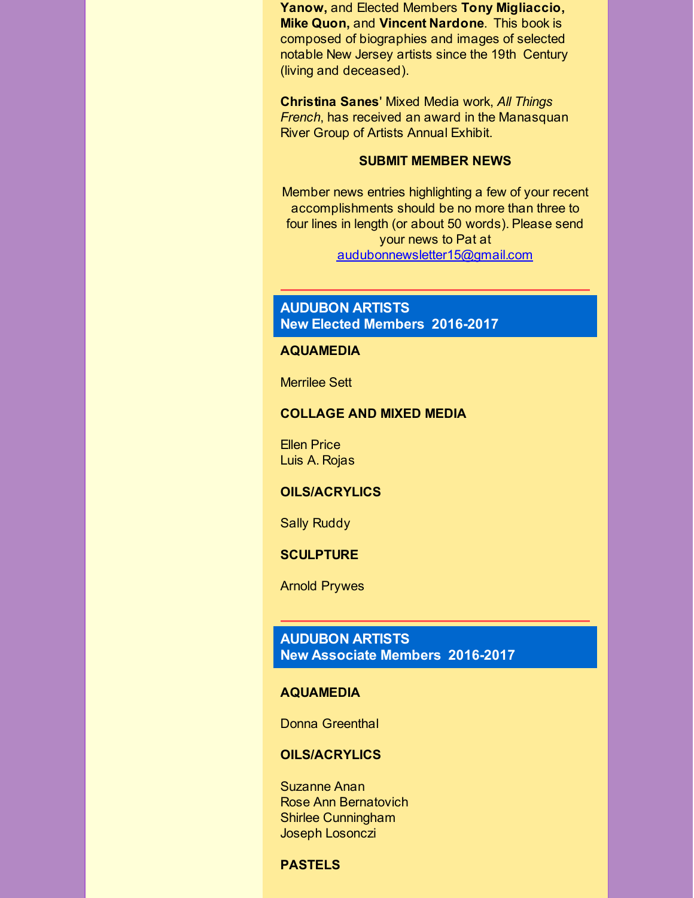**Yanow,** and Elected Members **Tony Migliaccio, Mike Quon,** and **Vincent Nardone**. This book is composed of biographies and images of selected notable New Jersey artists since the 19th Century (living and deceased).

**Christina Sanes**' Mixed Media work, *All Things French*, has received an award in the Manasquan River Group of Artists Annual Exhibit.

**SUBMIT MEMBER NEWS**

Member news entries highlighting a few of your recent accomplishments should be no more than three to four lines in length (or about 50 words). Please send your news to Pat at [audubonnewsletter15@gmail.com](mailto:audubonnewsletter15@gmail.com)

---

## AUDUBON ARTISTS New Elected Members 2016-2017

**AQUAMEDIA**

Merrilee Sett

**COLLAGE AND MIXED MEDIA**

Ellen Price
Luis A. Rojas

**OILS/ACRYLICS**

Sally Ruddy

**SCULPTURE**

Arnold Prywes

---

## AUDUBON ARTISTS New Associate Members 2016-2017

**AQUAMEDIA**

Donna Greenthal

**OILS/ACRYLICS**

Suzanne Anan
Rose Ann Bernatovich
Shirlee Cunningham
Joseph Losonczi

**PASTELS**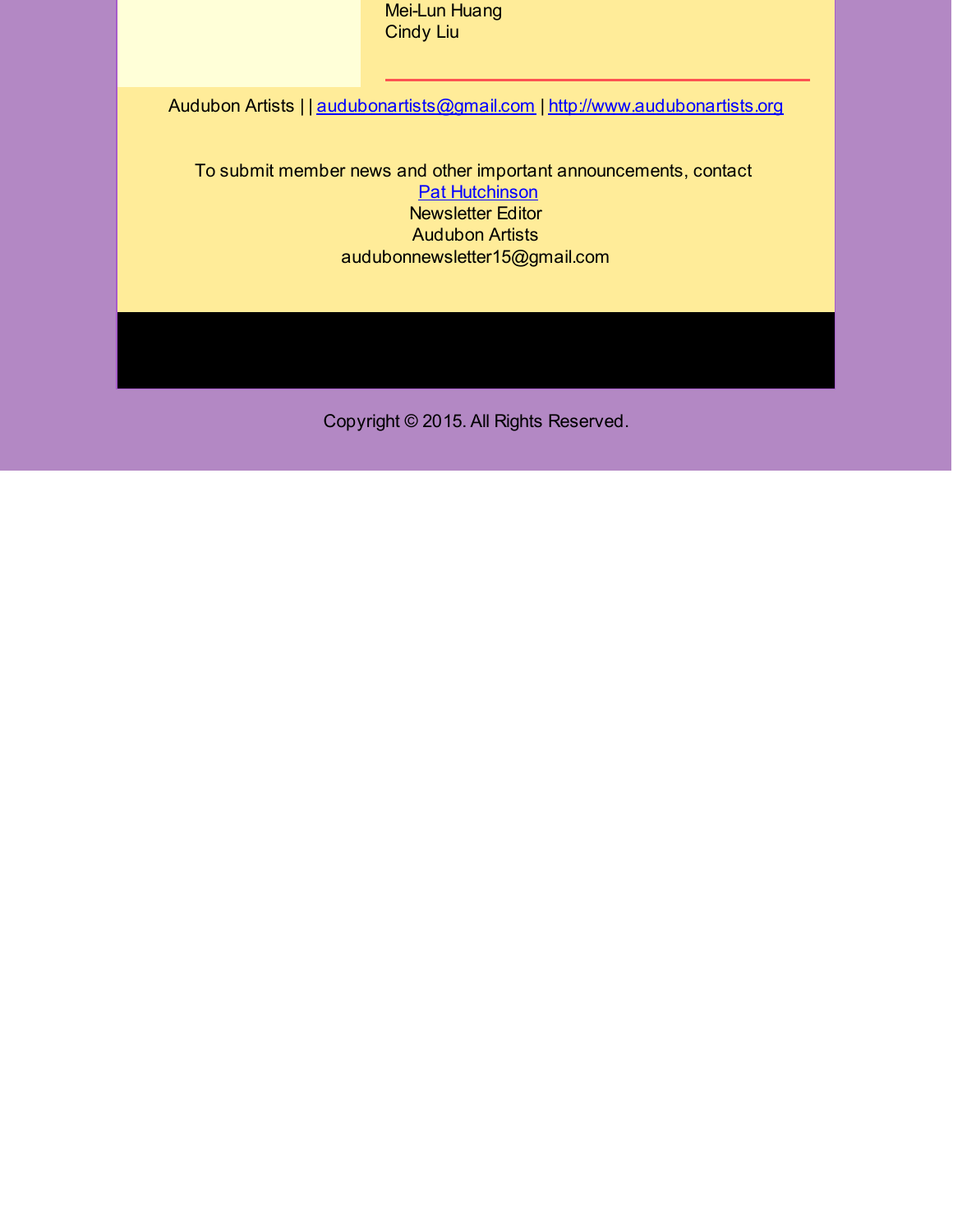Mei-Lun Huang
Cindy Liu

---

Audubon Artists | | audubonartists@gmail.com | http://www.audubonartists.org

To submit member news and other important announcements, contact
Pat Hutchinson
Newsletter Editor
Audubon Artists
audubonnewsletter15@gmail.com

Copyright © 2015. All Rights Reserved.